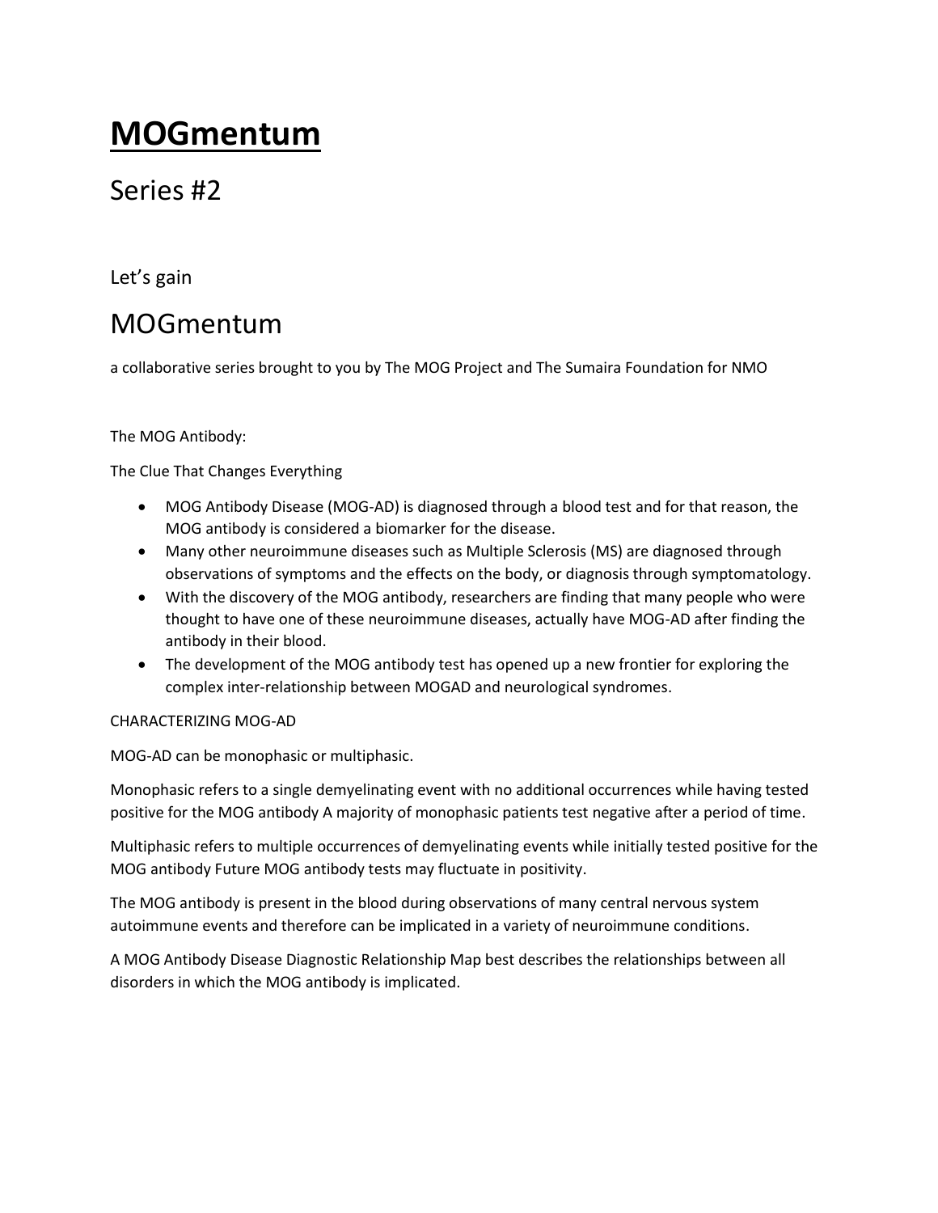# **MOGmentum**

## Series #2

Let's gain

## MOGmentum

a collaborative series brought to you by The MOG Project and The Sumaira Foundation for NMO

The MOG Antibody:

The Clue That Changes Everything

- MOG Antibody Disease (MOG-AD) is diagnosed through a blood test and for that reason, the MOG antibody is considered a biomarker for the disease.
- Many other neuroimmune diseases such as Multiple Sclerosis (MS) are diagnosed through observations of symptoms and the effects on the body, or diagnosis through symptomatology.
- With the discovery of the MOG antibody, researchers are finding that many people who were thought to have one of these neuroimmune diseases, actually have MOG-AD after finding the antibody in their blood.
- The development of the MOG antibody test has opened up a new frontier for exploring the complex inter-relationship between MOGAD and neurological syndromes.

CHARACTERIZING MOG-AD

MOG-AD can be monophasic or multiphasic.

Monophasic refers to a single demyelinating event with no additional occurrences while having tested positive for the MOG antibody A majority of monophasic patients test negative after a period of time.

Multiphasic refers to multiple occurrences of demyelinating events while initially tested positive for the MOG antibody Future MOG antibody tests may fluctuate in positivity.

The MOG antibody is present in the blood during observations of many central nervous system autoimmune events and therefore can be implicated in a variety of neuroimmune conditions.

A MOG Antibody Disease Diagnostic Relationship Map best describes the relationships between all disorders in which the MOG antibody is implicated.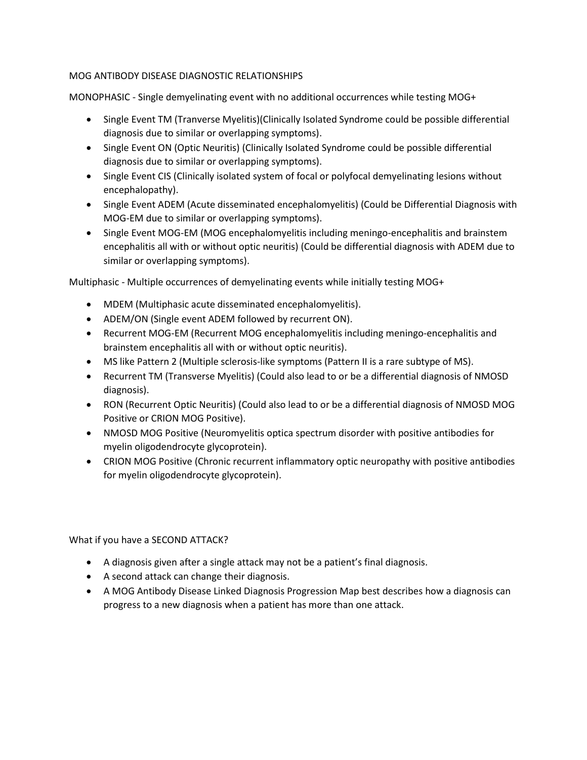MOG ANTIBODY DISEASE DIAGNOSTIC RELATIONSHIPS

MONOPHASIC - Single demyelinating event with no additional occurrences while testing MOG+

- Single Event TM (Tranverse Myelitis)(Clinically Isolated Syndrome could be possible differential diagnosis due to similar or overlapping symptoms).
- Single Event ON (Optic Neuritis) (Clinically Isolated Syndrome could be possible differential diagnosis due to similar or overlapping symptoms).
- Single Event CIS (Clinically isolated system of focal or polyfocal demyelinating lesions without encephalopathy).
- Single Event ADEM (Acute disseminated encephalomyelitis) (Could be Differential Diagnosis with MOG-EM due to similar or overlapping symptoms).
- Single Event MOG-EM (MOG encephalomyelitis including meningo-encephalitis and brainstem encephalitis all with or without optic neuritis) (Could be differential diagnosis with ADEM due to similar or overlapping symptoms).

Multiphasic - Multiple occurrences of demyelinating events while initially testing MOG+

- MDEM (Multiphasic acute disseminated encephalomyelitis).
- ADEM/ON (Single event ADEM followed by recurrent ON).
- Recurrent MOG-EM (Recurrent MOG encephalomyelitis including meningo-encephalitis and brainstem encephalitis all with or without optic neuritis).
- MS like Pattern 2 (Multiple sclerosis-like symptoms (Pattern II is a rare subtype of MS).
- Recurrent TM (Transverse Myelitis) (Could also lead to or be a differential diagnosis of NMOSD diagnosis).
- RON (Recurrent Optic Neuritis) (Could also lead to or be a differential diagnosis of NMOSD MOG Positive or CRION MOG Positive).
- NMOSD MOG Positive (Neuromyelitis optica spectrum disorder with positive antibodies for myelin oligodendrocyte glycoprotein).
- CRION MOG Positive (Chronic recurrent inflammatory optic neuropathy with positive antibodies for myelin oligodendrocyte glycoprotein).

What if you have a SECOND ATTACK?

- A diagnosis given after a single attack may not be a patient's final diagnosis.
- A second attack can change their diagnosis.
- A MOG Antibody Disease Linked Diagnosis Progression Map best describes how a diagnosis can progress to a new diagnosis when a patient has more than one attack.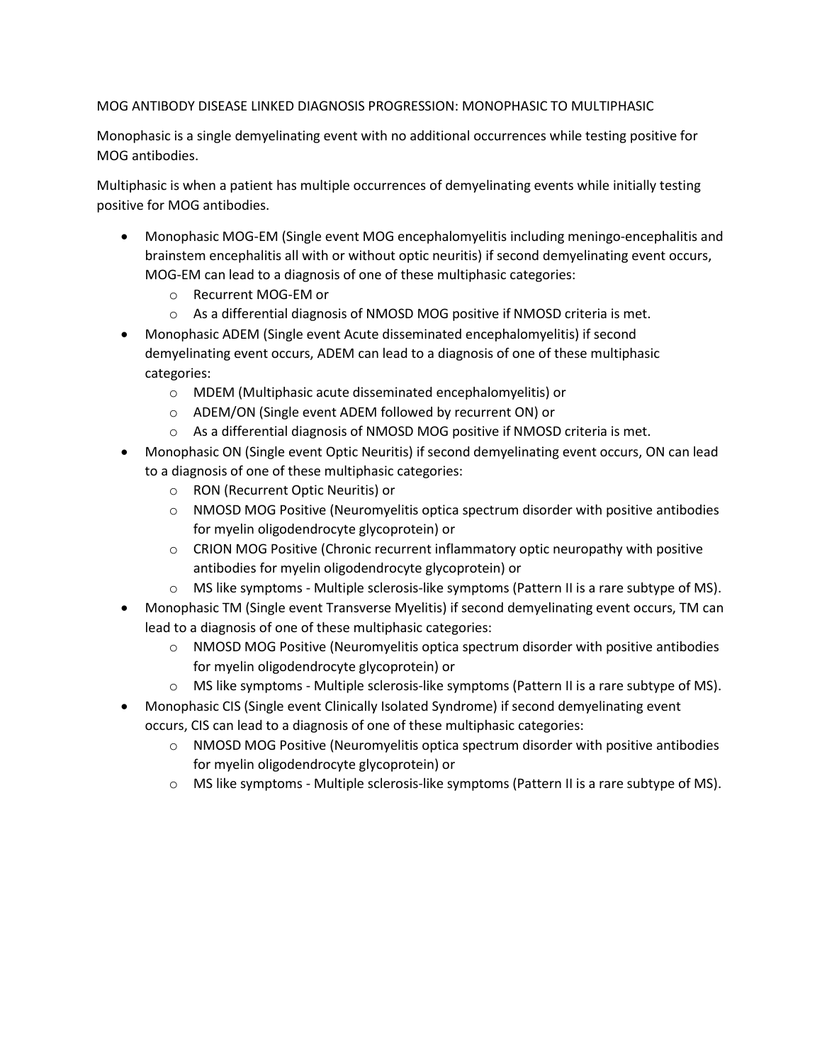## MOG ANTIBODY DISEASE LINKED DIAGNOSIS PROGRESSION: MONOPHASIC TO MULTIPHASIC

Monophasic is a single demyelinating event with no additional occurrences while testing positive for MOG antibodies.

Multiphasic is when a patient has multiple occurrences of demyelinating events while initially testing positive for MOG antibodies.

- Monophasic MOG-EM (Single event MOG encephalomyelitis including meningo-encephalitis and brainstem encephalitis all with or without optic neuritis) if second demyelinating event occurs, MOG-EM can lead to a diagnosis of one of these multiphasic categories:
  - Recurrent MOG-EM or
  - As a differential diagnosis of NMOSD MOG positive if NMOSD criteria is met.
- Monophasic ADEM (Single event Acute disseminated encephalomyelitis) if second demyelinating event occurs, ADEM can lead to a diagnosis of one of these multiphasic categories:
  - MDEM (Multiphasic acute disseminated encephalomyelitis) or
  - ADEM/ON (Single event ADEM followed by recurrent ON) or
  - As a differential diagnosis of NMOSD MOG positive if NMOSD criteria is met.
- Monophasic ON (Single event Optic Neuritis) if second demyelinating event occurs, ON can lead to a diagnosis of one of these multiphasic categories:
  - RON (Recurrent Optic Neuritis) or
  - NMOSD MOG Positive (Neuromyelitis optica spectrum disorder with positive antibodies for myelin oligodendrocyte glycoprotein) or
  - CRION MOG Positive (Chronic recurrent inflammatory optic neuropathy with positive antibodies for myelin oligodendrocyte glycoprotein) or
  - MS like symptoms - Multiple sclerosis-like symptoms (Pattern II is a rare subtype of MS).
- Monophasic TM (Single event Transverse Myelitis) if second demyelinating event occurs, TM can lead to a diagnosis of one of these multiphasic categories:
  - NMOSD MOG Positive (Neuromyelitis optica spectrum disorder with positive antibodies for myelin oligodendrocyte glycoprotein) or
  - MS like symptoms - Multiple sclerosis-like symptoms (Pattern II is a rare subtype of MS).
- Monophasic CIS (Single event Clinically Isolated Syndrome) if second demyelinating event occurs, CIS can lead to a diagnosis of one of these multiphasic categories:
  - NMOSD MOG Positive (Neuromyelitis optica spectrum disorder with positive antibodies for myelin oligodendrocyte glycoprotein) or
  - MS like symptoms - Multiple sclerosis-like symptoms (Pattern II is a rare subtype of MS).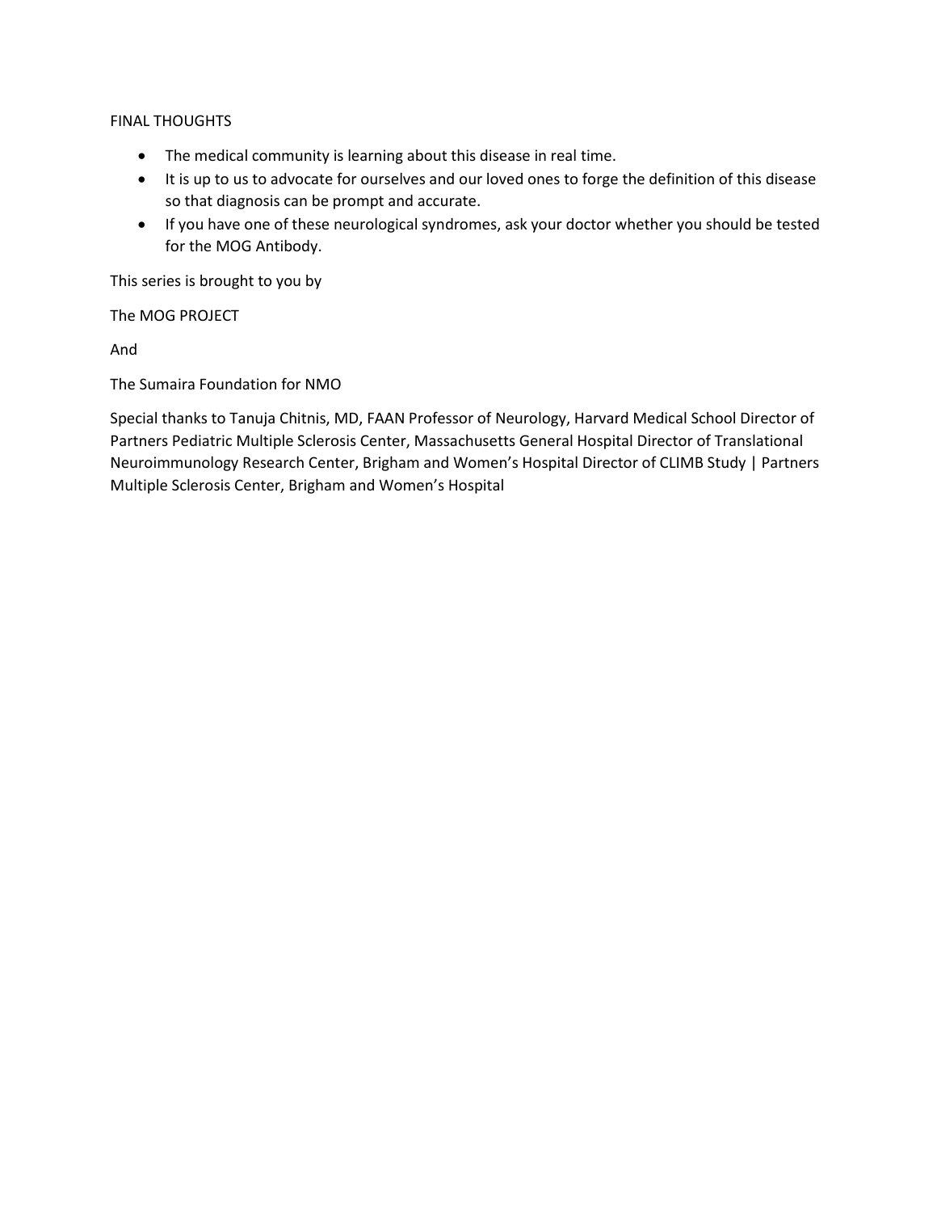## FINAL THOUGHTS

- The medical community is learning about this disease in real time.
- It is up to us to advocate for ourselves and our loved ones to forge the definition of this disease so that diagnosis can be prompt and accurate.
- If you have one of these neurological syndromes, ask your doctor whether you should be tested for the MOG Antibody.

This series is brought to you by

The MOG PROJECT

And

The Sumaira Foundation for NMO

Special thanks to Tanuja Chitnis, MD, FAAN Professor of Neurology, Harvard Medical School Director of Partners Pediatric Multiple Sclerosis Center, Massachusetts General Hospital Director of Translational Neuroimmunology Research Center, Brigham and Women's Hospital Director of CLIMB Study | Partners Multiple Sclerosis Center, Brigham and Women's Hospital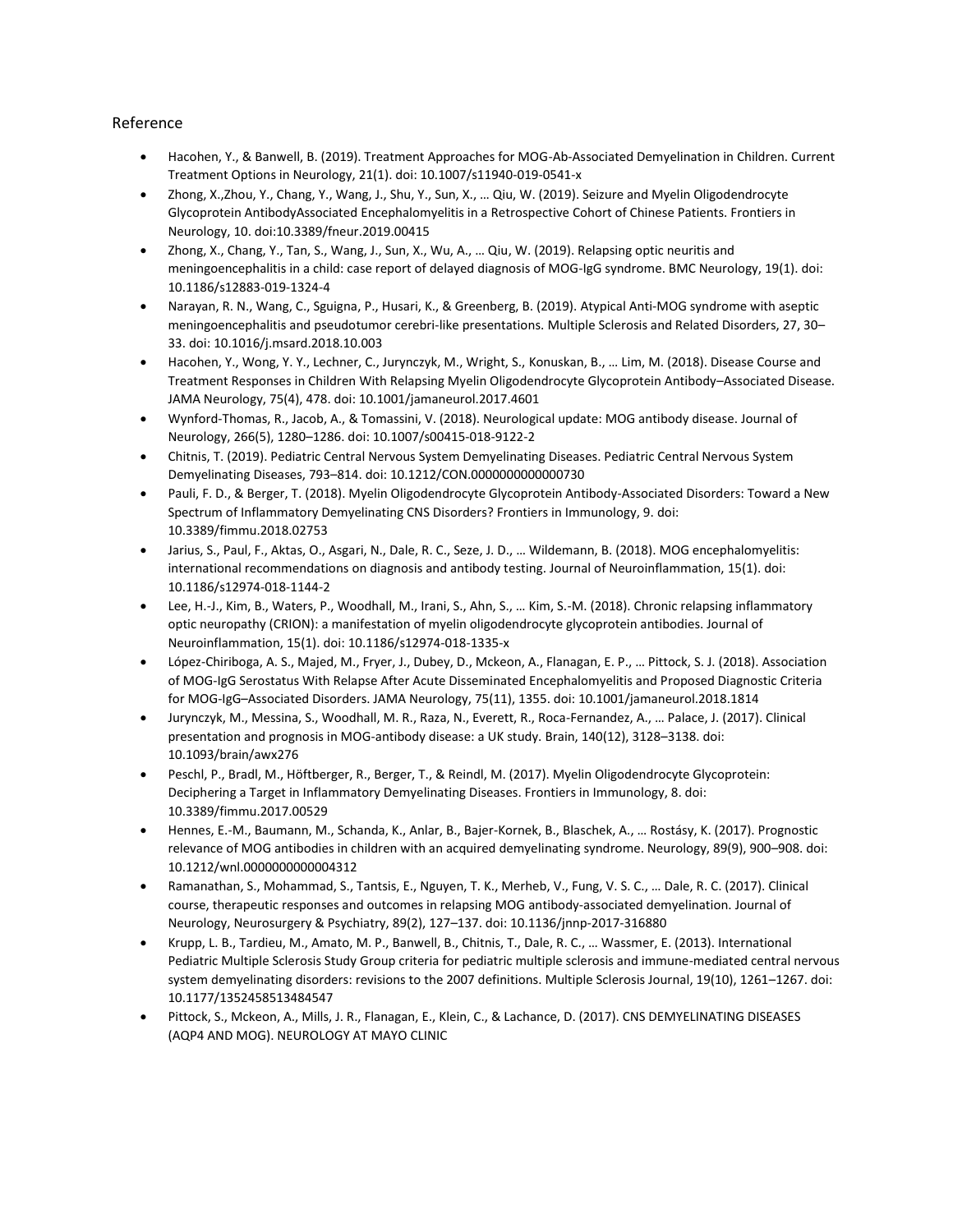# Reference

- Hacohen, Y., & Banwell, B. (2019). Treatment Approaches for MOG-Ab-Associated Demyelination in Children. Current Treatment Options in Neurology, 21(1). doi: 10.1007/s11940-019-0541-x
- Zhong, X.,Zhou, Y., Chang, Y., Wang, J., Shu, Y., Sun, X., … Qiu, W. (2019). Seizure and Myelin Oligodendrocyte Glycoprotein AntibodyAssociated Encephalomyelitis in a Retrospective Cohort of Chinese Patients. Frontiers in Neurology, 10. doi:10.3389/fneur.2019.00415
- Zhong, X., Chang, Y., Tan, S., Wang, J., Sun, X., Wu, A., … Qiu, W. (2019). Relapsing optic neuritis and meningoencephalitis in a child: case report of delayed diagnosis of MOG-IgG syndrome. BMC Neurology, 19(1). doi: 10.1186/s12883-019-1324-4
- Narayan, R. N., Wang, C., Sguigna, P., Husari, K., & Greenberg, B. (2019). Atypical Anti-MOG syndrome with aseptic meningoencephalitis and pseudotumor cerebri-like presentations. Multiple Sclerosis and Related Disorders, 27, 30–33. doi: 10.1016/j.msard.2018.10.003
- Hacohen, Y., Wong, Y. Y., Lechner, C., Jurynczyk, M., Wright, S., Konuskan, B., … Lim, M. (2018). Disease Course and Treatment Responses in Children With Relapsing Myelin Oligodendrocyte Glycoprotein Antibody–Associated Disease. JAMA Neurology, 75(4), 478. doi: 10.1001/jamaneurol.2017.4601
- Wynford-Thomas, R., Jacob, A., & Tomassini, V. (2018). Neurological update: MOG antibody disease. Journal of Neurology, 266(5), 1280–1286. doi: 10.1007/s00415-018-9122-2
- Chitnis, T. (2019). Pediatric Central Nervous System Demyelinating Diseases. Pediatric Central Nervous System Demyelinating Diseases, 793–814. doi: 10.1212/CON.0000000000000730
- Pauli, F. D., & Berger, T. (2018). Myelin Oligodendrocyte Glycoprotein Antibody-Associated Disorders: Toward a New Spectrum of Inflammatory Demyelinating CNS Disorders? Frontiers in Immunology, 9. doi: 10.3389/fimmu.2018.02753
- Jarius, S., Paul, F., Aktas, O., Asgari, N., Dale, R. C., Seze, J. D., … Wildemann, B. (2018). MOG encephalomyelitis: international recommendations on diagnosis and antibody testing. Journal of Neuroinflammation, 15(1). doi: 10.1186/s12974-018-1144-2
- Lee, H.-J., Kim, B., Waters, P., Woodhall, M., Irani, S., Ahn, S., … Kim, S.-M. (2018). Chronic relapsing inflammatory optic neuropathy (CRION): a manifestation of myelin oligodendrocyte glycoprotein antibodies. Journal of Neuroinflammation, 15(1). doi: 10.1186/s12974-018-1335-x
- López-Chiriboga, A. S., Majed, M., Fryer, J., Dubey, D., Mckeon, A., Flanagan, E. P., … Pittock, S. J. (2018). Association of MOG-IgG Serostatus With Relapse After Acute Disseminated Encephalomyelitis and Proposed Diagnostic Criteria for MOG-IgG–Associated Disorders. JAMA Neurology, 75(11), 1355. doi: 10.1001/jamaneurol.2018.1814
- Jurynczyk, M., Messina, S., Woodhall, M. R., Raza, N., Everett, R., Roca-Fernandez, A., … Palace, J. (2017). Clinical presentation and prognosis in MOG-antibody disease: a UK study. Brain, 140(12), 3128–3138. doi: 10.1093/brain/awx276
- Peschl, P., Bradl, M., Höftberger, R., Berger, T., & Reindl, M. (2017). Myelin Oligodendrocyte Glycoprotein: Deciphering a Target in Inflammatory Demyelinating Diseases. Frontiers in Immunology, 8. doi: 10.3389/fimmu.2017.00529
- Hennes, E.-M., Baumann, M., Schanda, K., Anlar, B., Bajer-Kornek, B., Blaschek, A., … Rostásy, K. (2017). Prognostic relevance of MOG antibodies in children with an acquired demyelinating syndrome. Neurology, 89(9), 900–908. doi: 10.1212/wnl.0000000000004312
- Ramanathan, S., Mohammad, S., Tantsis, E., Nguyen, T. K., Merheb, V., Fung, V. S. C., … Dale, R. C. (2017). Clinical course, therapeutic responses and outcomes in relapsing MOG antibody-associated demyelination. Journal of Neurology, Neurosurgery & Psychiatry, 89(2), 127–137. doi: 10.1136/jnnp-2017-316880
- Krupp, L. B., Tardieu, M., Amato, M. P., Banwell, B., Chitnis, T., Dale, R. C., … Wassmer, E. (2013). International Pediatric Multiple Sclerosis Study Group criteria for pediatric multiple sclerosis and immune-mediated central nervous system demyelinating disorders: revisions to the 2007 definitions. Multiple Sclerosis Journal, 19(10), 1261–1267. doi: 10.1177/1352458513484547
- Pittock, S., Mckeon, A., Mills, J. R., Flanagan, E., Klein, C., & Lachance, D. (2017). CNS DEMYELINATING DISEASES (AQP4 AND MOG). NEUROLOGY AT MAYO CLINIC